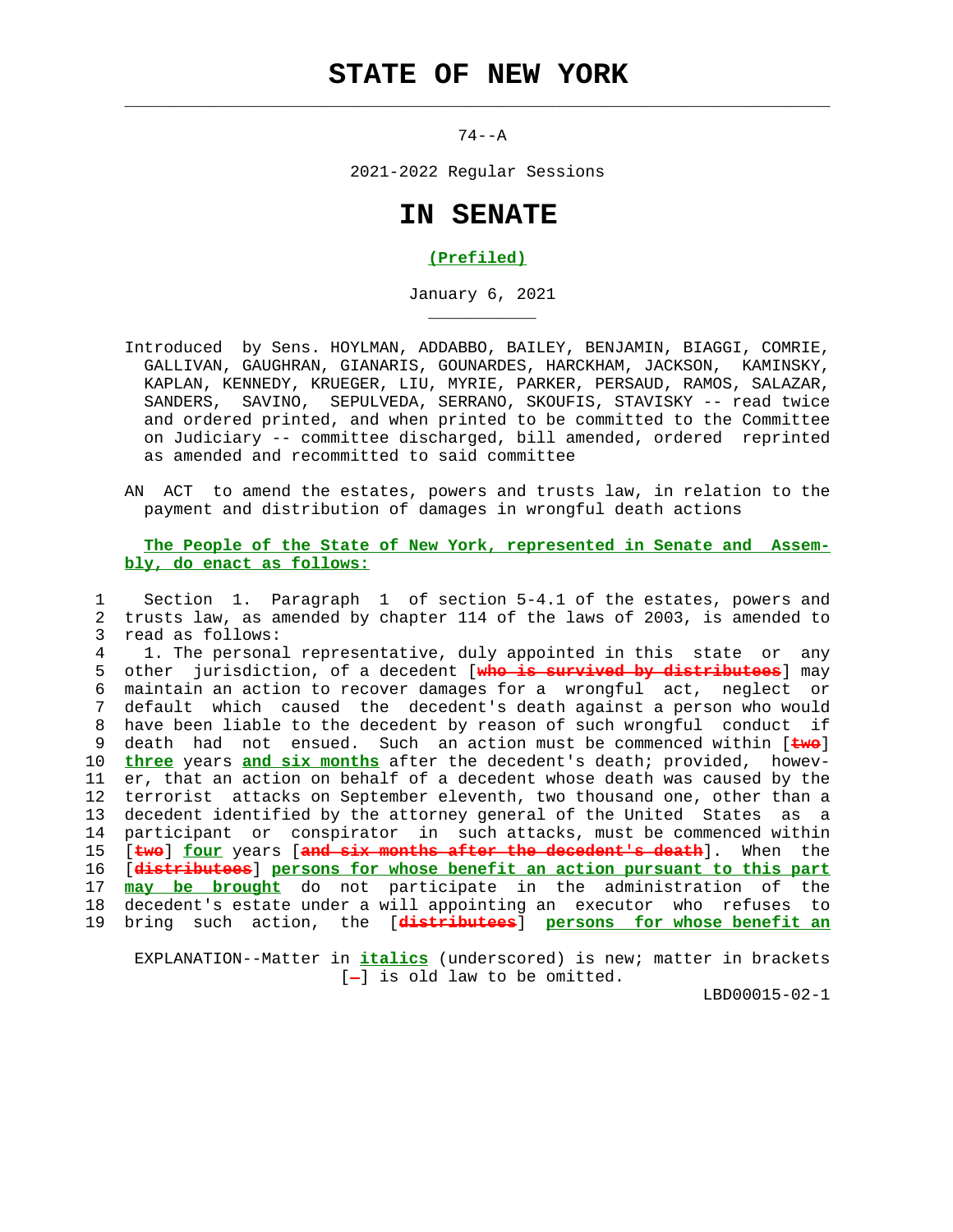# STATE OF NEW YORK

74--A

2021-2022 Regular Sessions

# IN SENATE

**(Prefiled)**

January 6, 2021

Introduced by Sens. HOYLMAN, ADDABBO, BAILEY, BENJAMIN, BIAGGI, COMRIE, GALLIVAN, GAUGHRAN, GIANARIS, GOUNARDES, HARCKHAM, JACKSON, KAMINSKY, KAPLAN, KENNEDY, KRUEGER, LIU, MYRIE, PARKER, PERSAUD, RAMOS, SALAZAR, SANDERS, SAVINO, SEPULVEDA, SERRANO, SKOUFIS, STAVISKY -- read twice and ordered printed, and when printed to be committed to the Committee on Judiciary -- committee discharged, bill amended, ordered reprinted as amended and recommitted to said committee

AN ACT to amend the estates, powers and trusts law, in relation to the payment and distribution of damages in wrongful death actions

**The People of the State of New York, represented in Senate and Assembly, do enact as follows:**

1 Section 1. Paragraph 1 of section 5-4.1 of the estates, powers and
2 trusts law, as amended by chapter 114 of the laws of 2003, is amended to
3 read as follows:
4 1. The personal representative, duly appointed in this state or any
5 other jurisdiction, of a decedent [~~who is survived by distributees~~] may
6 maintain an action to recover damages for a wrongful act, neglect or
7 default which caused the decedent's death against a person who would
8 have been liable to the decedent by reason of such wrongful conduct if
9 death had not ensued. Such an action must be commenced within [~~two~~]
10 **three** years **and six months** after the decedent's death; provided, howev-
11 er, that an action on behalf of a decedent whose death was caused by the
12 terrorist attacks on September eleventh, two thousand one, other than a
13 decedent identified by the attorney general of the United States as a
14 participant or conspirator in such attacks, must be commenced within
15 [~~two~~] **four** years [~~and six months after the decedent's death~~]. When the
16 [~~distributees~~] **persons for whose benefit an action pursuant to this part**
17 **may be brought** do not participate in the administration of the
18 decedent's estate under a will appointing an executor who refuses to
19 bring such action, the [~~distributees~~] **persons for whose benefit an**

EXPLANATION--Matter in ***italics*** (underscored) is new; matter in brackets [~~-~~] is old law to be omitted.

LBD00015-02-1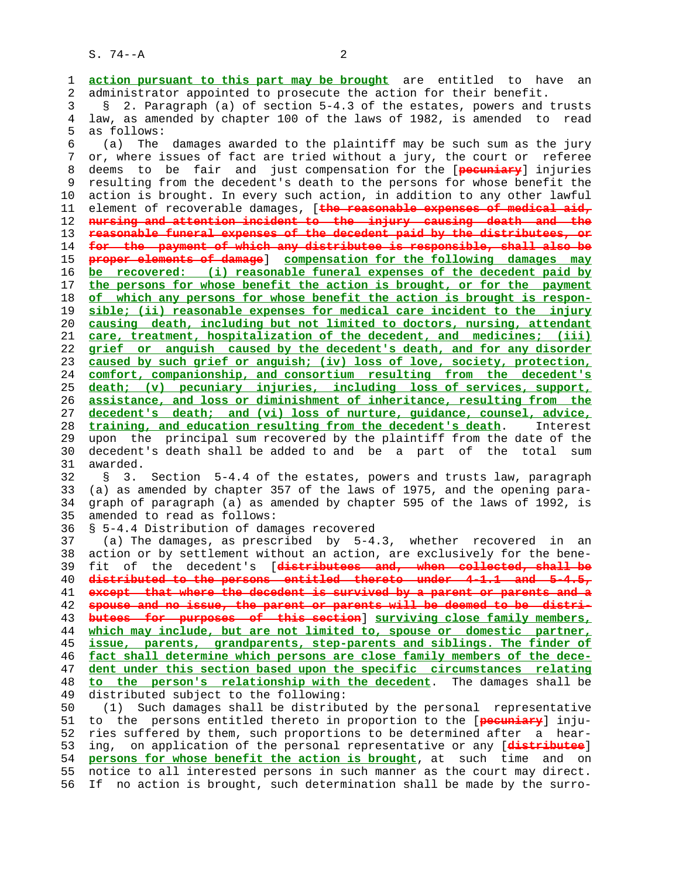action pursuant to this part may be brought are entitled to have an administrator appointed to prosecute the action for their benefit.

§ 2. Paragraph (a) of section 5-4.3 of the estates, powers and trusts law, as amended by chapter 100 of the laws of 1982, is amended to read as follows:

(a) The damages awarded to the plaintiff may be such sum as the jury or, where issues of fact are tried without a jury, the court or referee deems to be fair and just compensation for the [pecuniary] injuries resulting from the decedent's death to the persons for whose benefit the action is brought. In every such action, in addition to any other lawful element of recoverable damages, [the reasonable expenses of medical aid, nursing and attention incident to the injury causing death and the reasonable funeral expenses of the decedent paid by the distributees, or for the payment of which any distributee is responsible, shall also be proper elements of damage] compensation for the following damages may be recovered: (i) reasonable funeral expenses of the decedent paid by the persons for whose benefit the action is brought, or for the payment of which any persons for whose benefit the action is brought is responsible; (ii) reasonable expenses for medical care incident to the injury causing death, including but not limited to doctors, nursing, attendant care, treatment, hospitalization of the decedent, and medicines; (iii) grief or anguish caused by the decedent's death, and for any disorder caused by such grief or anguish; (iv) loss of love, society, protection, comfort, companionship, and consortium resulting from the decedent's death; (v) pecuniary injuries, including loss of services, support, assistance, and loss or diminishment of inheritance, resulting from the decedent's death; and (vi) loss of nurture, guidance, counsel, advice, training, and education resulting from the decedent's death. Interest upon the principal sum recovered by the plaintiff from the date of the decedent's death shall be added to and be a part of the total sum awarded.

§ 3. Section 5-4.4 of the estates, powers and trusts law, paragraph (a) as amended by chapter 357 of the laws of 1975, and the opening paragraph of paragraph (a) as amended by chapter 595 of the laws of 1992, is amended to read as follows:

§ 5-4.4 Distribution of damages recovered

(a) The damages, as prescribed by 5-4.3, whether recovered in an action or by settlement without an action, are exclusively for the benefit of the decedent's [distributees and, when collected, shall be distributed to the persons entitled thereto under 4-1.1 and 5-4.5, except that where the decedent is survived by a parent or parents and a spouse and no issue, the parent or parents will be deemed to be distributees for purposes of this section] surviving close family members, which may include, but are not limited to, spouse or domestic partner, issue, parents, grandparents, step-parents and siblings. The finder of fact shall determine which persons are close family members of the decedent under this section based upon the specific circumstances relating to the person's relationship with the decedent. The damages shall be distributed subject to the following:

(1) Such damages shall be distributed by the personal representative to the persons entitled thereto in proportion to the [pecuniary] injuries suffered by them, such proportions to be determined after a hearing, on application of the personal representative or any [distributee] persons for whose benefit the action is brought, at such time and on notice to all interested persons in such manner as the court may direct. If no action is brought, such determination shall be made by the surro-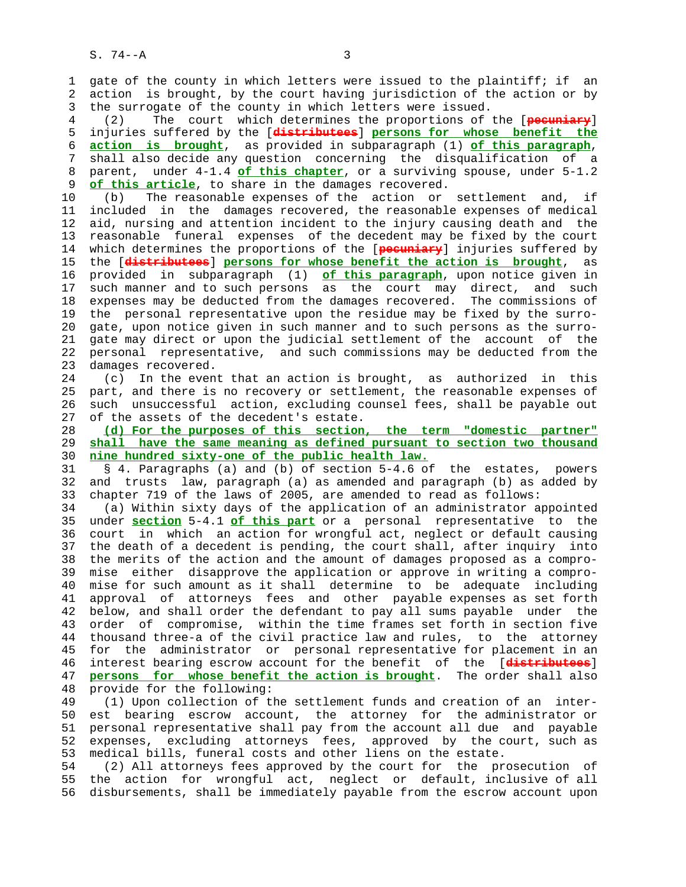gate of the county in which letters were issued to the plaintiff; if an action is brought, by the court having jurisdiction of the action or by the surrogate of the county in which letters were issued.

(2) The court which determines the proportions of the [~~pecuniary~~] injuries suffered by the [~~distributees~~] **persons for whose benefit the action is brought**, as provided in subparagraph (1) **of this paragraph**, shall also decide any question concerning the disqualification of a parent, under 4-1.4 **of this chapter**, or a surviving spouse, under 5-1.2 **of this article**, to share in the damages recovered.

(b) The reasonable expenses of the action or settlement and, if included in the damages recovered, the reasonable expenses of medical aid, nursing and attention incident to the injury causing death and the reasonable funeral expenses of the decedent may be fixed by the court which determines the proportions of the [~~pecuniary~~] injuries suffered by the [~~distributees~~] **persons for whose benefit the action is brought**, as provided in subparagraph (1) **of this paragraph**, upon notice given in such manner and to such persons as the court may direct, and such expenses may be deducted from the damages recovered. The commissions of the personal representative upon the residue may be fixed by the surrogate, upon notice given in such manner and to such persons as the surrogate may direct or upon the judicial settlement of the account of the personal representative, and such commissions may be deducted from the damages recovered.

(c) In the event that an action is brought, as authorized in this part, and there is no recovery or settlement, the reasonable expenses of such unsuccessful action, excluding counsel fees, shall be payable out of the assets of the decedent's estate.

**(d) For the purposes of this section, the term "domestic partner" shall have the same meaning as defined pursuant to section two thousand nine hundred sixty-one of the public health law.**

§ 4. Paragraphs (a) and (b) of section 5-4.6 of the estates, powers and trusts law, paragraph (a) as amended and paragraph (b) as added by chapter 719 of the laws of 2005, are amended to read as follows:

(a) Within sixty days of the application of an administrator appointed under **section** 5-4.1 **of this part** or a personal representative to the court in which an action for wrongful act, neglect or default causing the death of a decedent is pending, the court shall, after inquiry into the merits of the action and the amount of damages proposed as a compromise either disapprove the application or approve in writing a compromise for such amount as it shall determine to be adequate including approval of attorneys fees and other payable expenses as set forth below, and shall order the defendant to pay all sums payable under the order of compromise, within the time frames set forth in section five thousand three-a of the civil practice law and rules, to the attorney for the administrator or personal representative for placement in an interest bearing escrow account for the benefit of the [~~distributees~~] **persons for whose benefit the action is brought**. The order shall also provide for the following:

(1) Upon collection of the settlement funds and creation of an interest bearing escrow account, the attorney for the administrator or personal representative shall pay from the account all due and payable expenses, excluding attorneys fees, approved by the court, such as medical bills, funeral costs and other liens on the estate.

(2) All attorneys fees approved by the court for the prosecution of the action for wrongful act, neglect or default, inclusive of all disbursements, shall be immediately payable from the escrow account upon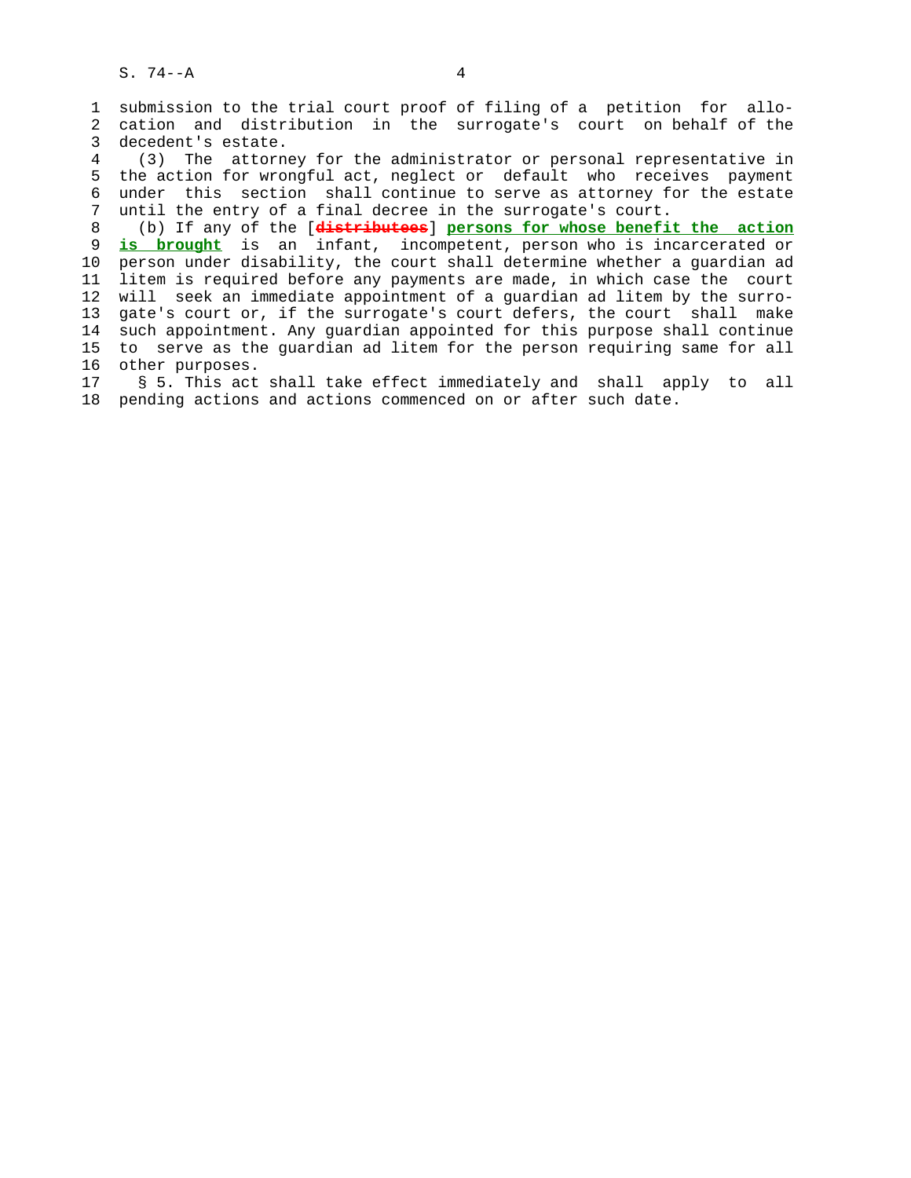submission to the trial court proof of filing of a petition for allocation and distribution in the surrogate's court on behalf of the decedent's estate.

(3) The attorney for the administrator or personal representative in the action for wrongful act, neglect or default who receives payment under this section shall continue to serve as attorney for the estate until the entry of a final decree in the surrogate's court.

(b) If any of the [~~distributees~~] **persons for whose benefit the action is brought** is an infant, incompetent, person who is incarcerated or person under disability, the court shall determine whether a guardian ad litem is required before any payments are made, in which case the court will seek an immediate appointment of a guardian ad litem by the surrogate's court or, if the surrogate's court defers, the court shall make such appointment. Any guardian appointed for this purpose shall continue to serve as the guardian ad litem for the person requiring same for all other purposes.

§ 5. This act shall take effect immediately and shall apply to all pending actions and actions commenced on or after such date.